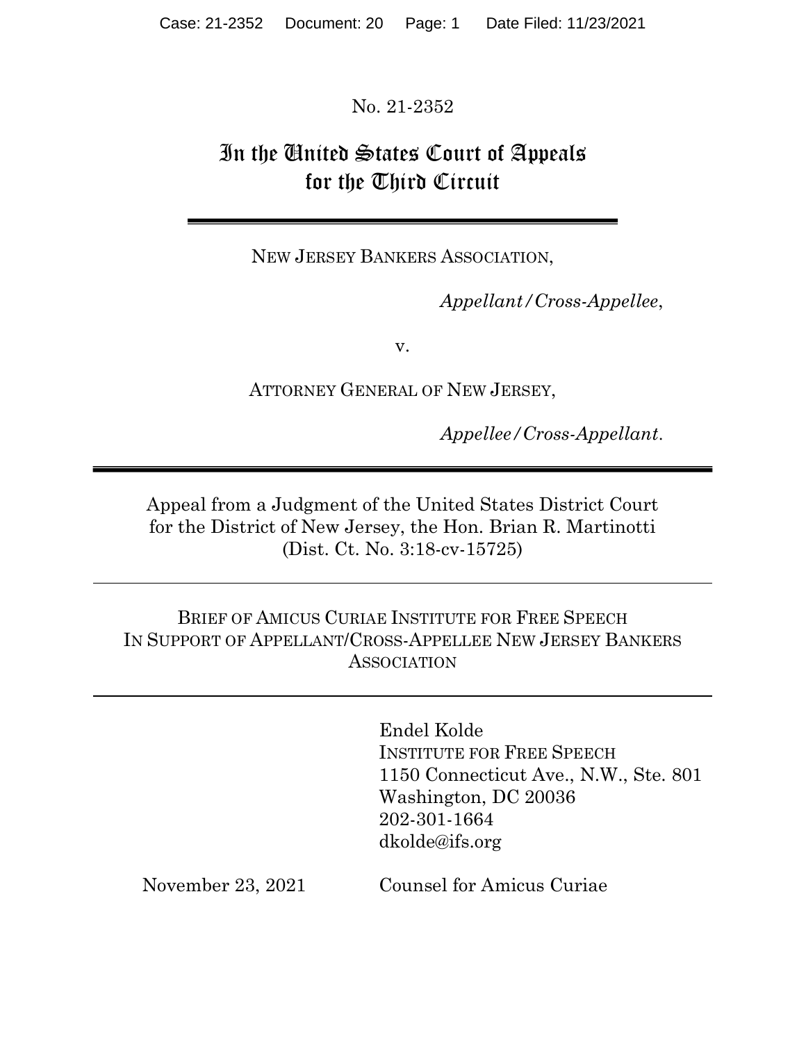No. 21-2352

# In the United States Court of Appeals for the Third Circuit

NEW JERSEY BANKERS ASSOCIATION,

*Appellant/Cross-Appellee*,

v.

ATTORNEY GENERAL OF NEW JERSEY,

*Appellee/Cross-Appellant*.

Appeal from a Judgment of the United States District Court for the District of New Jersey, the Hon. Brian R. Martinotti (Dist. Ct. No. 3:18-cv-15725)

BRIEF OF AMICUS CURIAE INSTITUTE FOR FREE SPEECH IN SUPPORT OF APPELLANT/CROSS-APPELLEE NEW JERSEY BANKERS ASSOCIATION

Endel Kolde
INSTITUTE FOR FREE SPEECH
1150 Connecticut Ave., N.W., Ste. 801
Washington, DC 20036
202-301-1664
dkolde@ifs.org

November 23, 2021

Counsel for Amicus Curiae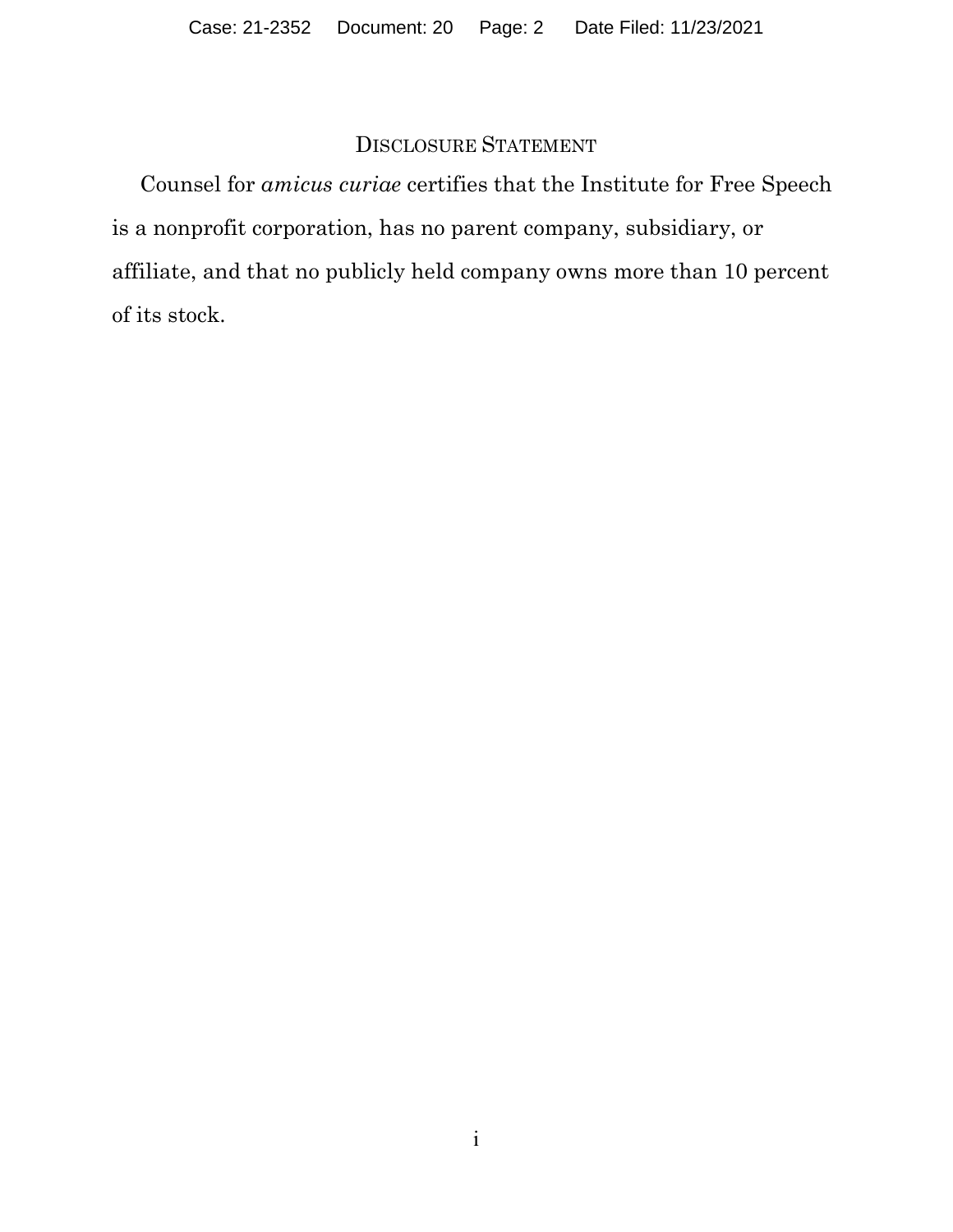## Disclosure Statement

Counsel for *amicus curiae* certifies that the Institute for Free Speech is a nonprofit corporation, has no parent company, subsidiary, or affiliate, and that no publicly held company owns more than 10 percent of its stock.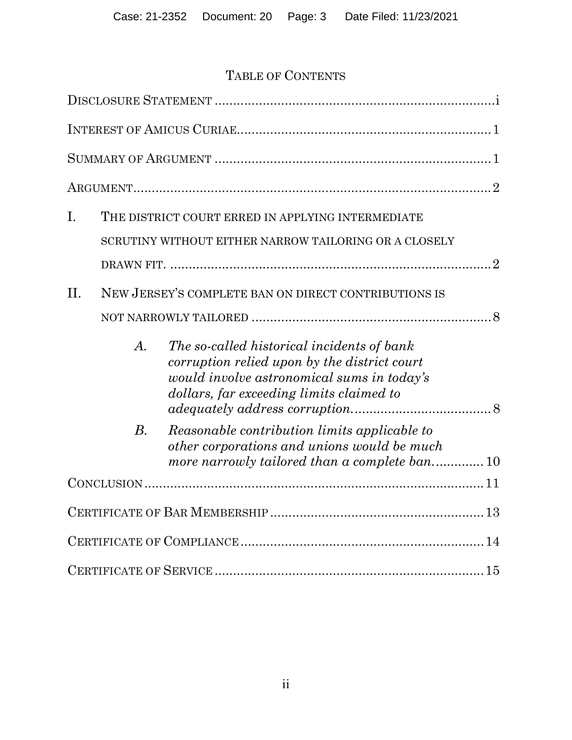# Table of Contents

Disclosure Statement ............................................................................i

Interest of Amicus Curiae.....................................................................1

Summary of Argument ..........................................................................1

Argument................................................................................................2

I. The district court erred in applying intermediate scrutiny without either narrow tailoring or a closely drawn fit. .......................................................................................2

II. New Jersey's complete ban on direct contributions is not narrowly tailored ................................................................8

   A. *The so-called historical incidents of bank corruption relied upon by the district court would involve astronomical sums in today's dollars, far exceeding limits claimed to adequately address corruption.*....................................8

   B. *Reasonable contribution limits applicable to other corporations and unions would be much more narrowly tailored than a complete ban.*............10

Conclusion ............................................................................................11

Certificate of Bar Membership .........................................................13

Certificate of Compliance ..................................................................14

Certificate of Service .........................................................................15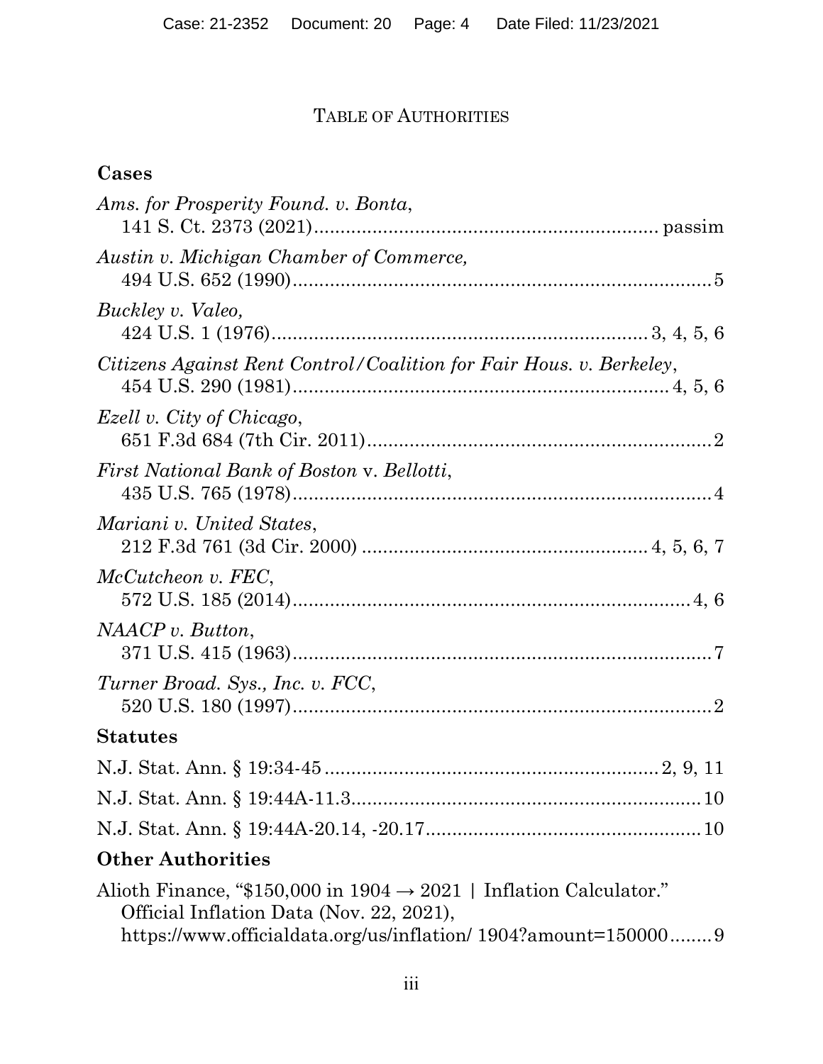# TABLE OF AUTHORITIES

## Cases

*Ams. for Prosperity Found. v. Bonta*,
141 S. Ct. 2373 (2021)................................................................ passim

*Austin v. Michigan Chamber of Commerce,*
494 U.S. 652 (1990)...............................................................................5

*Buckley v. Valeo,*
424 U.S. 1 (1976)...................................................................... 3, 4, 5, 6

*Citizens Against Rent Control/Coalition for Fair Hous. v. Berkeley*,
454 U.S. 290 (1981)................................................................... 4, 5, 6

*Ezell v. City of Chicago*,
651 F.3d 684 (7th Cir. 2011)................................................................2

*First National Bank of Boston* v. *Bellotti*,
435 U.S. 765 (1978)...............................................................................4

*Mariani v. United States*,
212 F.3d 761 (3d Cir. 2000) .................................................... 4, 5, 6, 7

*McCutcheon v. FEC*,
572 U.S. 185 (2014)...........................................................................4, 6

*NAACP v. Button*,
371 U.S. 415 (1963)...............................................................................7

*Turner Broad. Sys., Inc. v. FCC*,
520 U.S. 180 (1997)...............................................................................2

## Statutes

N.J. Stat. Ann. § 19:34-45 ............................................................. 2, 9, 11

N.J. Stat. Ann. § 19:44A-11.3...................................................................10

N.J. Stat. Ann. § 19:44A-20.14, -20.17....................................................10

## Other Authorities

Alioth Finance, "$150,000 in 1904 → 2021 | Inflation Calculator."
Official Inflation Data (Nov. 22, 2021),
https://www.officialdata.org/us/inflation/ 1904?amount=150000........9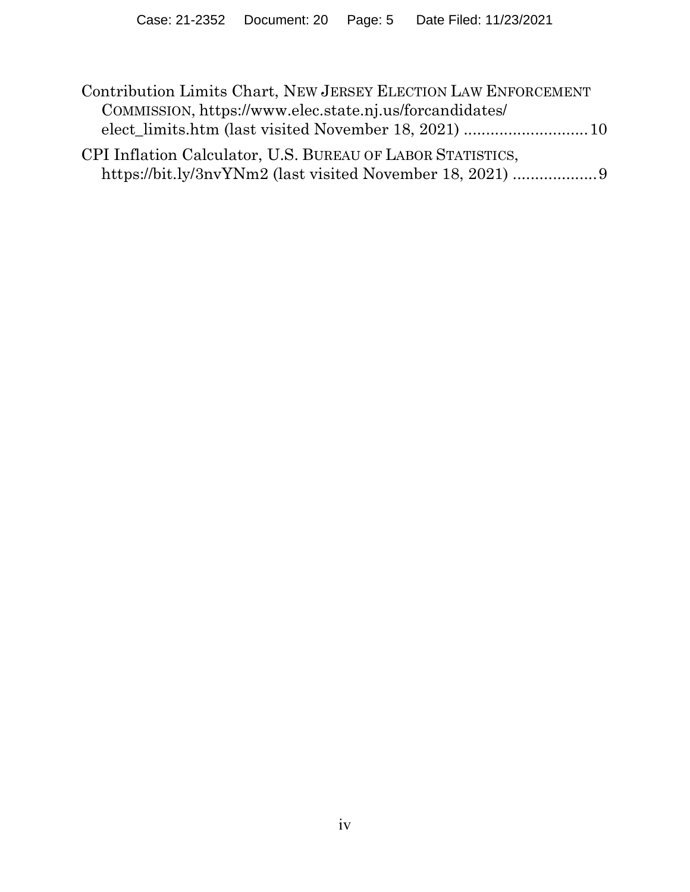Contribution Limits Chart, NEW JERSEY ELECTION LAW ENFORCEMENT COMMISSION, https://www.elec.state.nj.us/forcandidates/elect_limits.htm (last visited November 18, 2021) ............................ 10

CPI Inflation Calculator, U.S. BUREAU OF LABOR STATISTICS, https://bit.ly/3nvYNm2 (last visited November 18, 2021) ................... 9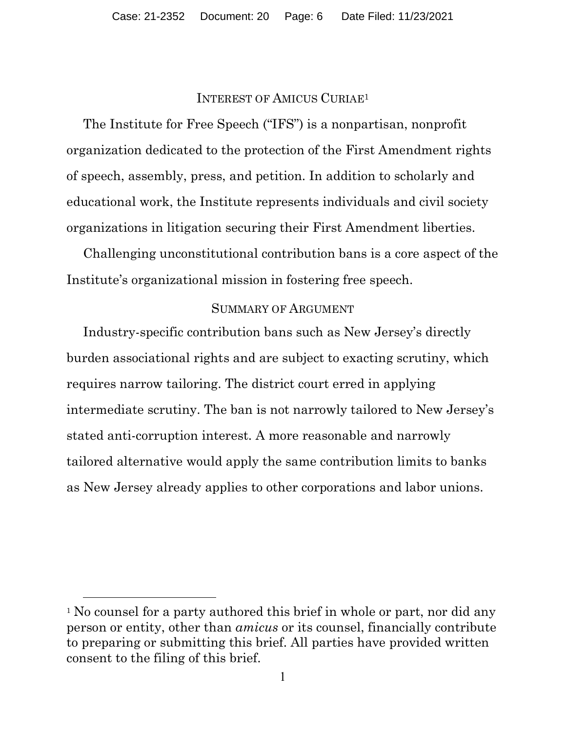## Interest of Amicus Curiae[1]

The Institute for Free Speech ("IFS") is a nonpartisan, nonprofit organization dedicated to the protection of the First Amendment rights of speech, assembly, press, and petition. In addition to scholarly and educational work, the Institute represents individuals and civil society organizations in litigation securing their First Amendment liberties.

Challenging unconstitutional contribution bans is a core aspect of the Institute's organizational mission in fostering free speech.

## Summary of Argument

Industry-specific contribution bans such as New Jersey's directly burden associational rights and are subject to exacting scrutiny, which requires narrow tailoring. The district court erred in applying intermediate scrutiny. The ban is not narrowly tailored to New Jersey's stated anti-corruption interest. A more reasonable and narrowly tailored alternative would apply the same contribution limits to banks as New Jersey already applies to other corporations and labor unions.

---

[1] No counsel for a party authored this brief in whole or part, nor did any person or entity, other than *amicus* or its counsel, financially contribute to preparing or submitting this brief. All parties have provided written consent to the filing of this brief.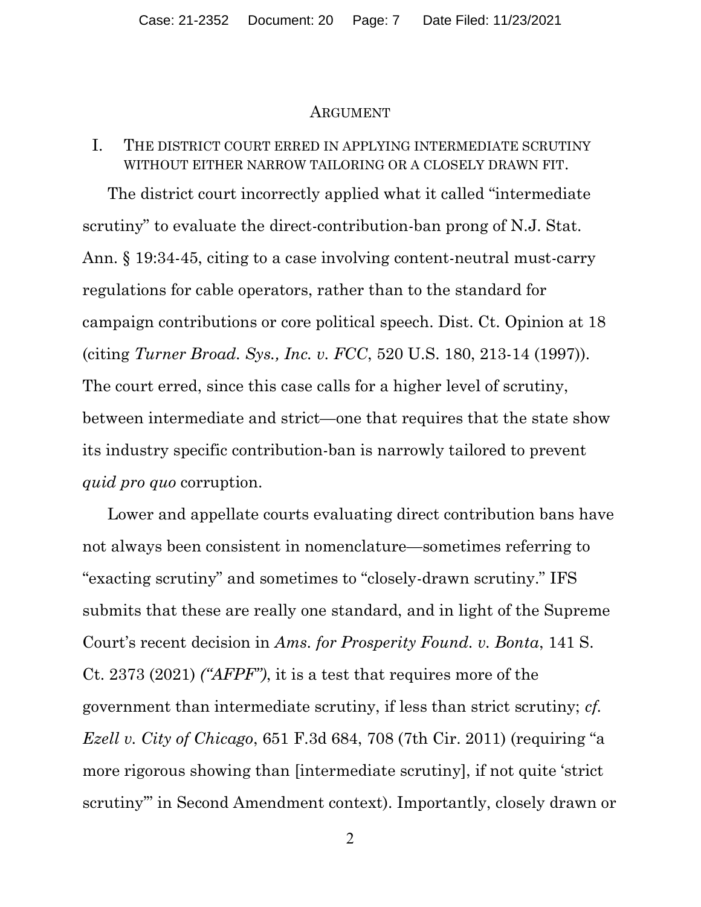## ARGUMENT

### I. THE DISTRICT COURT ERRED IN APPLYING INTERMEDIATE SCRUTINY WITHOUT EITHER NARROW TAILORING OR A CLOSELY DRAWN FIT.

The district court incorrectly applied what it called "intermediate scrutiny" to evaluate the direct-contribution-ban prong of N.J. Stat. Ann. § 19:34-45, citing to a case involving content-neutral must-carry regulations for cable operators, rather than to the standard for campaign contributions or core political speech. Dist. Ct. Opinion at 18 (citing *Turner Broad. Sys., Inc. v. FCC*, 520 U.S. 180, 213-14 (1997)). The court erred, since this case calls for a higher level of scrutiny, between intermediate and strict—one that requires that the state show its industry specific contribution-ban is narrowly tailored to prevent *quid pro quo* corruption.

Lower and appellate courts evaluating direct contribution bans have not always been consistent in nomenclature—sometimes referring to "exacting scrutiny" and sometimes to "closely-drawn scrutiny." IFS submits that these are really one standard, and in light of the Supreme Court's recent decision in *Ams. for Prosperity Found. v. Bonta*, 141 S. Ct. 2373 (2021) *("AFPF")*, it is a test that requires more of the government than intermediate scrutiny, if less than strict scrutiny; *cf. Ezell v. City of Chicago*, 651 F.3d 684, 708 (7th Cir. 2011) (requiring "a more rigorous showing than [intermediate scrutiny], if not quite 'strict scrutiny'" in Second Amendment context). Importantly, closely drawn or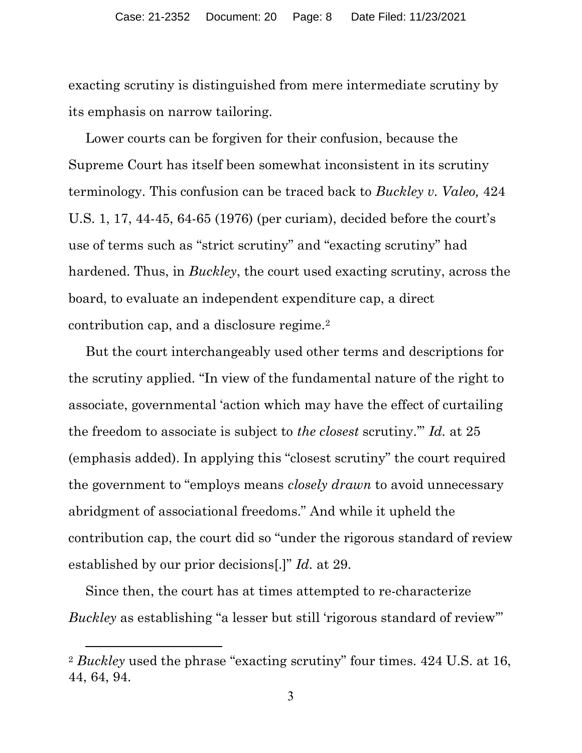exacting scrutiny is distinguished from mere intermediate scrutiny by its emphasis on narrow tailoring.

Lower courts can be forgiven for their confusion, because the Supreme Court has itself been somewhat inconsistent in its scrutiny terminology. This confusion can be traced back to *Buckley v. Valeo,* 424 U.S. 1, 17, 44-45, 64-65 (1976) (per curiam), decided before the court's use of terms such as "strict scrutiny" and "exacting scrutiny" had hardened. Thus, in *Buckley*, the court used exacting scrutiny, across the board, to evaluate an independent expenditure cap, a direct contribution cap, and a disclosure regime.[2]

But the court interchangeably used other terms and descriptions for the scrutiny applied. "In view of the fundamental nature of the right to associate, governmental 'action which may have the effect of curtailing the freedom to associate is subject to *the closest* scrutiny.'" *Id.* at 25 (emphasis added). In applying this "closest scrutiny" the court required the government to "employs means *closely drawn* to avoid unnecessary abridgment of associational freedoms." And while it upheld the contribution cap, the court did so "under the rigorous standard of review established by our prior decisions[.]" *Id.* at 29.

Since then, the court has at times attempted to re-characterize *Buckley* as establishing "a lesser but still 'rigorous standard of review'"

---

[2] *Buckley* used the phrase "exacting scrutiny" four times. 424 U.S. at 16, 44, 64, 94.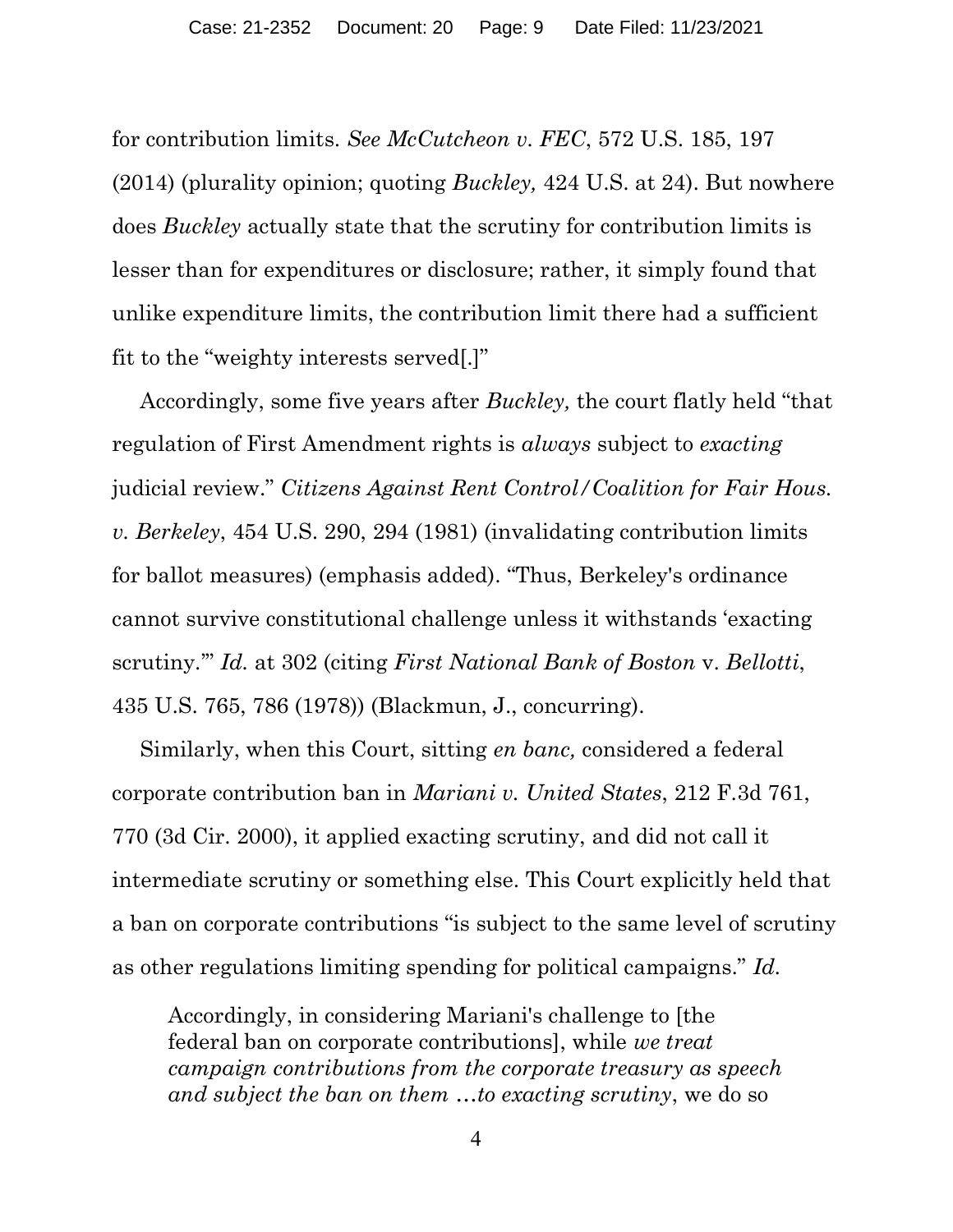for contribution limits. *See McCutcheon v. FEC*, 572 U.S. 185, 197 (2014) (plurality opinion; quoting *Buckley,* 424 U.S. at 24). But nowhere does *Buckley* actually state that the scrutiny for contribution limits is lesser than for expenditures or disclosure; rather, it simply found that unlike expenditure limits, the contribution limit there had a sufficient fit to the "weighty interests served[.]"

Accordingly, some five years after *Buckley,* the court flatly held "that regulation of First Amendment rights is *always* subject to *exacting* judicial review." *Citizens Against Rent Control/Coalition for Fair Hous. v. Berkeley*, 454 U.S. 290, 294 (1981) (invalidating contribution limits for ballot measures) (emphasis added). "Thus, Berkeley's ordinance cannot survive constitutional challenge unless it withstands 'exacting scrutiny.'" *Id.* at 302 (citing *First National Bank of Boston* v. *Bellotti*, 435 U.S. 765, 786 (1978)) (Blackmun, J., concurring).

Similarly, when this Court, sitting *en banc,* considered a federal corporate contribution ban in *Mariani v. United States*, 212 F.3d 761, 770 (3d Cir. 2000), it applied exacting scrutiny, and did not call it intermediate scrutiny or something else. This Court explicitly held that a ban on corporate contributions "is subject to the same level of scrutiny as other regulations limiting spending for political campaigns." *Id.*

> Accordingly, in considering Mariani's challenge to [the federal ban on corporate contributions], while *we treat campaign contributions from the corporate treasury as speech and subject the ban on them …to exacting scrutiny*, we do so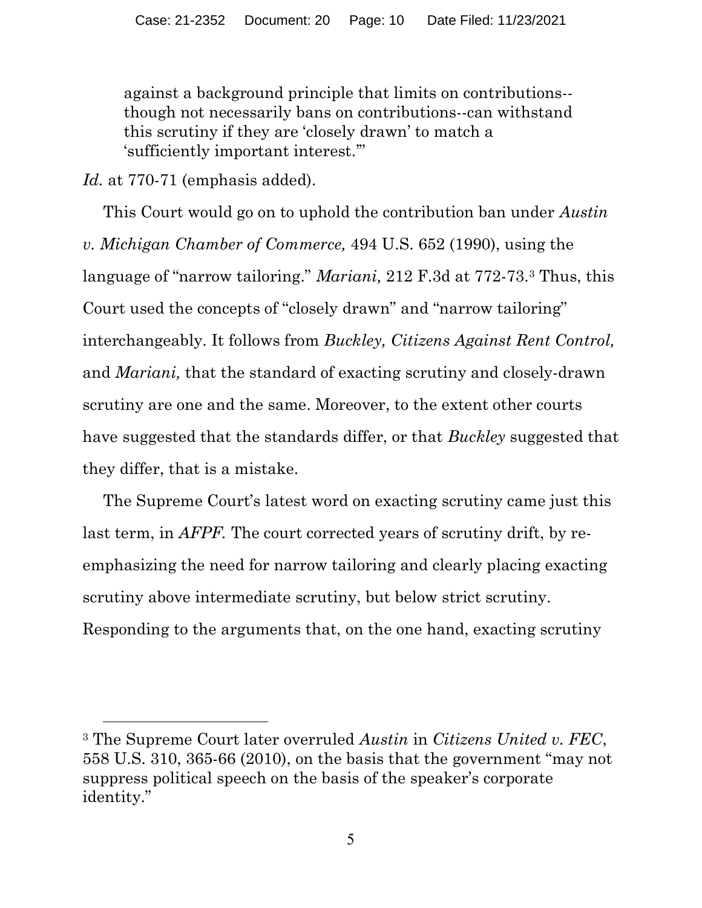> against a background principle that limits on contributions--though not necessarily bans on contributions--can withstand this scrutiny if they are 'closely drawn' to match a 'sufficiently important interest.'"

*Id.* at 770-71 (emphasis added).

This Court would go on to uphold the contribution ban under *Austin v. Michigan Chamber of Commerce,* 494 U.S. 652 (1990), using the language of "narrow tailoring." *Mariani,* 212 F.3d at 772-73.[3] Thus, this Court used the concepts of "closely drawn" and "narrow tailoring" interchangeably. It follows from *Buckley, Citizens Against Rent Control,* and *Mariani,* that the standard of exacting scrutiny and closely-drawn scrutiny are one and the same. Moreover, to the extent other courts have suggested that the standards differ, or that *Buckley* suggested that they differ, that is a mistake.

The Supreme Court's latest word on exacting scrutiny came just this last term, in *AFPF.* The court corrected years of scrutiny drift, by re-emphasizing the need for narrow tailoring and clearly placing exacting scrutiny above intermediate scrutiny, but below strict scrutiny. Responding to the arguments that, on the one hand, exacting scrutiny

---

[3] The Supreme Court later overruled *Austin* in *Citizens United v. FEC*, 558 U.S. 310, 365-66 (2010), on the basis that the government "may not suppress political speech on the basis of the speaker's corporate identity."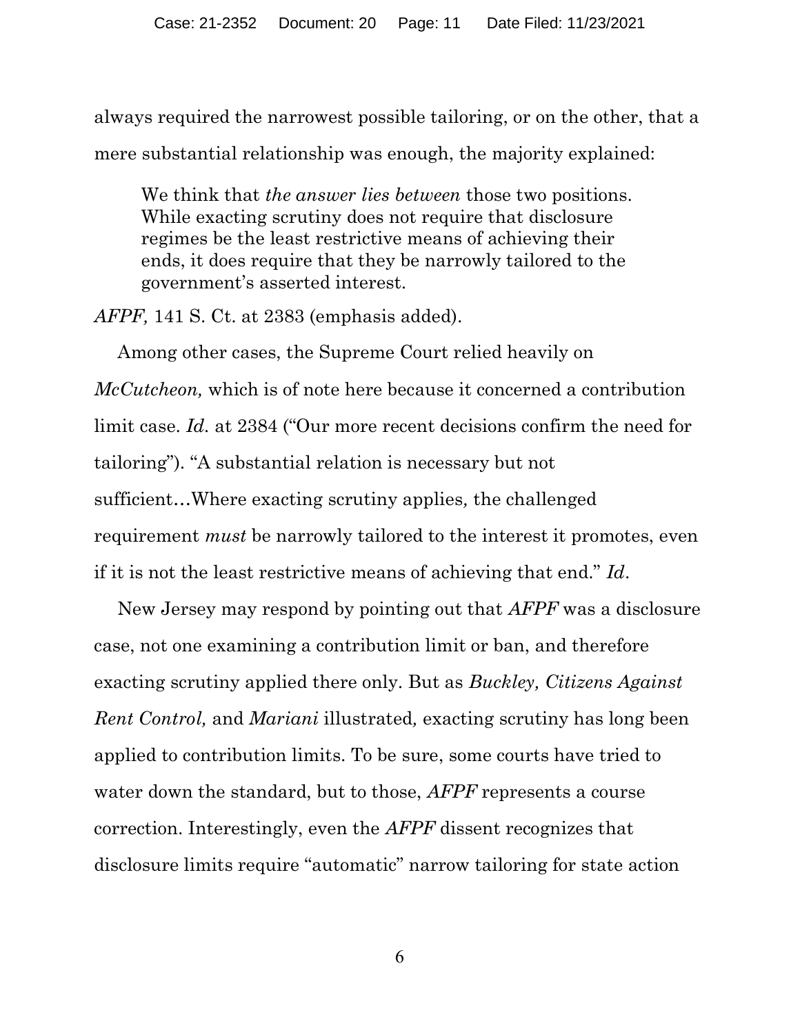always required the narrowest possible tailoring, or on the other, that a mere substantial relationship was enough, the majority explained:

> We think that *the answer lies between* those two positions. While exacting scrutiny does not require that disclosure regimes be the least restrictive means of achieving their ends, it does require that they be narrowly tailored to the government's asserted interest.

*AFPF,* 141 S. Ct. at 2383 (emphasis added).

Among other cases, the Supreme Court relied heavily on *McCutcheon,* which is of note here because it concerned a contribution limit case. *Id.* at 2384 ("Our more recent decisions confirm the need for tailoring"). "A substantial relation is necessary but not sufficient…Where exacting scrutiny applies, the challenged requirement *must* be narrowly tailored to the interest it promotes, even if it is not the least restrictive means of achieving that end." *Id*.

New Jersey may respond by pointing out that *AFPF* was a disclosure case, not one examining a contribution limit or ban, and therefore exacting scrutiny applied there only. But as *Buckley, Citizens Against Rent Control,* and *Mariani* illustrated, exacting scrutiny has long been applied to contribution limits. To be sure, some courts have tried to water down the standard, but to those, *AFPF* represents a course correction. Interestingly, even the *AFPF* dissent recognizes that disclosure limits require "automatic" narrow tailoring for state action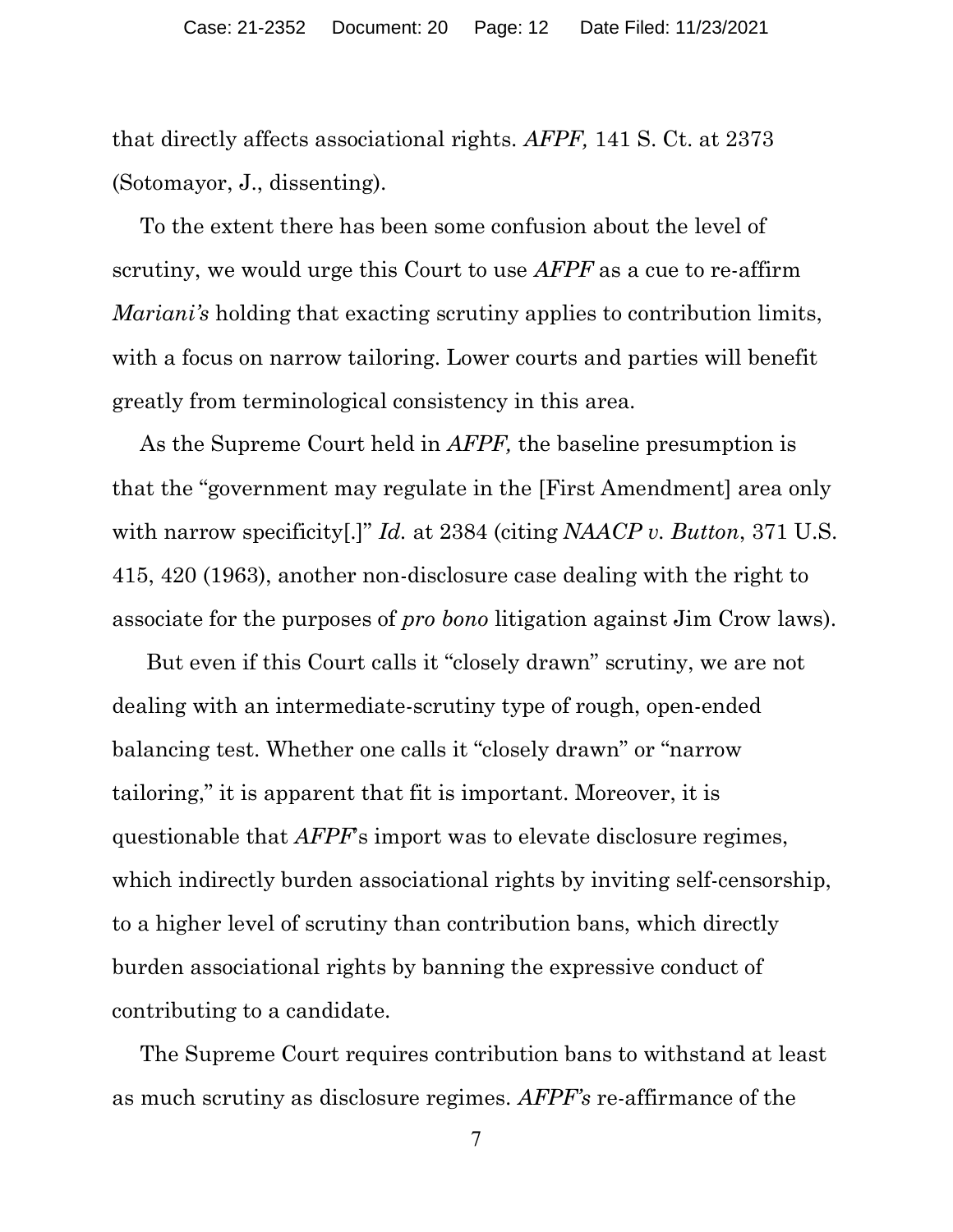that directly affects associational rights. *AFPF,* 141 S. Ct. at 2373 (Sotomayor, J., dissenting).

To the extent there has been some confusion about the level of scrutiny, we would urge this Court to use *AFPF* as a cue to re-affirm *Mariani's* holding that exacting scrutiny applies to contribution limits, with a focus on narrow tailoring. Lower courts and parties will benefit greatly from terminological consistency in this area.

As the Supreme Court held in *AFPF,* the baseline presumption is that the "government may regulate in the [First Amendment] area only with narrow specificity[.]" *Id.* at 2384 (citing *NAACP v. Button*, 371 U.S. 415, 420 (1963), another non-disclosure case dealing with the right to associate for the purposes of *pro bono* litigation against Jim Crow laws).

But even if this Court calls it "closely drawn" scrutiny, we are not dealing with an intermediate-scrutiny type of rough, open-ended balancing test. Whether one calls it "closely drawn" or "narrow tailoring," it is apparent that fit is important. Moreover, it is questionable that *AFPF*'s import was to elevate disclosure regimes, which indirectly burden associational rights by inviting self-censorship, to a higher level of scrutiny than contribution bans, which directly burden associational rights by banning the expressive conduct of contributing to a candidate.

The Supreme Court requires contribution bans to withstand at least as much scrutiny as disclosure regimes. *AFPF's* re-affirmance of the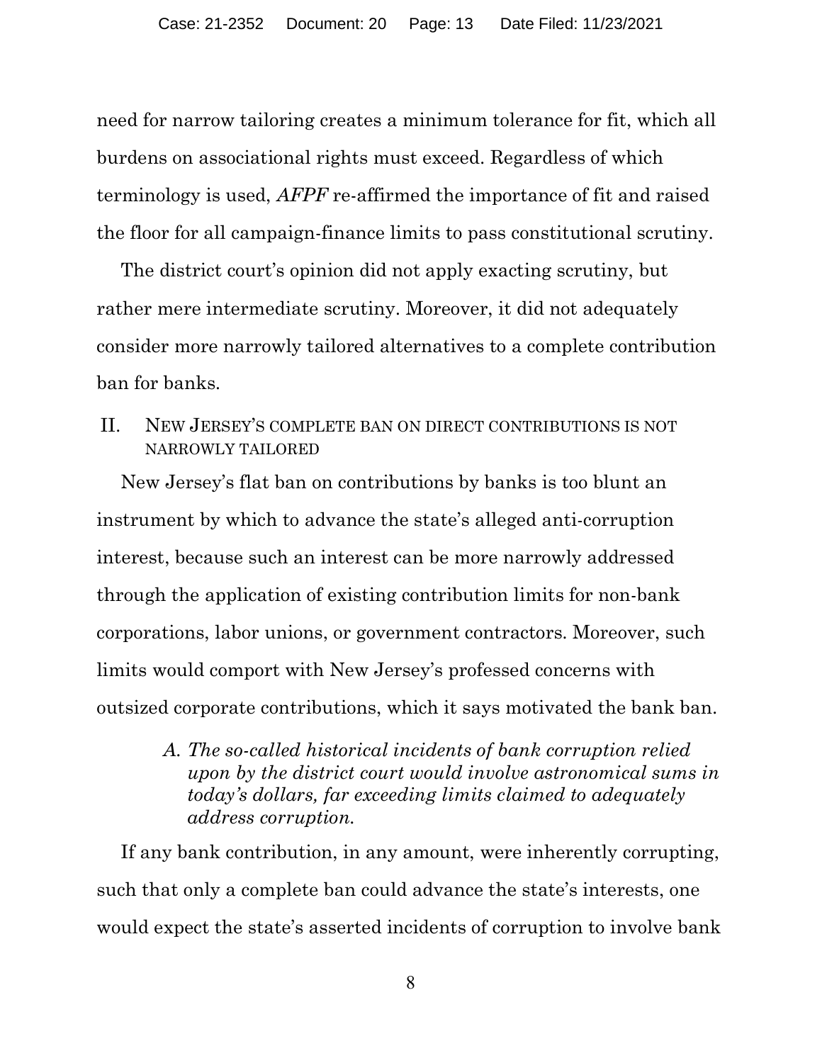need for narrow tailoring creates a minimum tolerance for fit, which all burdens on associational rights must exceed. Regardless of which terminology is used, *AFPF* re-affirmed the importance of fit and raised the floor for all campaign-finance limits to pass constitutional scrutiny.

The district court's opinion did not apply exacting scrutiny, but rather mere intermediate scrutiny. Moreover, it did not adequately consider more narrowly tailored alternatives to a complete contribution ban for banks.

## II. NEW JERSEY'S COMPLETE BAN ON DIRECT CONTRIBUTIONS IS NOT NARROWLY TAILORED

New Jersey's flat ban on contributions by banks is too blunt an instrument by which to advance the state's alleged anti-corruption interest, because such an interest can be more narrowly addressed through the application of existing contribution limits for non-bank corporations, labor unions, or government contractors. Moreover, such limits would comport with New Jersey's professed concerns with outsized corporate contributions, which it says motivated the bank ban.

### *A. The so-called historical incidents of bank corruption relied upon by the district court would involve astronomical sums in today's dollars, far exceeding limits claimed to adequately address corruption.*

If any bank contribution, in any amount, were inherently corrupting, such that only a complete ban could advance the state's interests, one would expect the state's asserted incidents of corruption to involve bank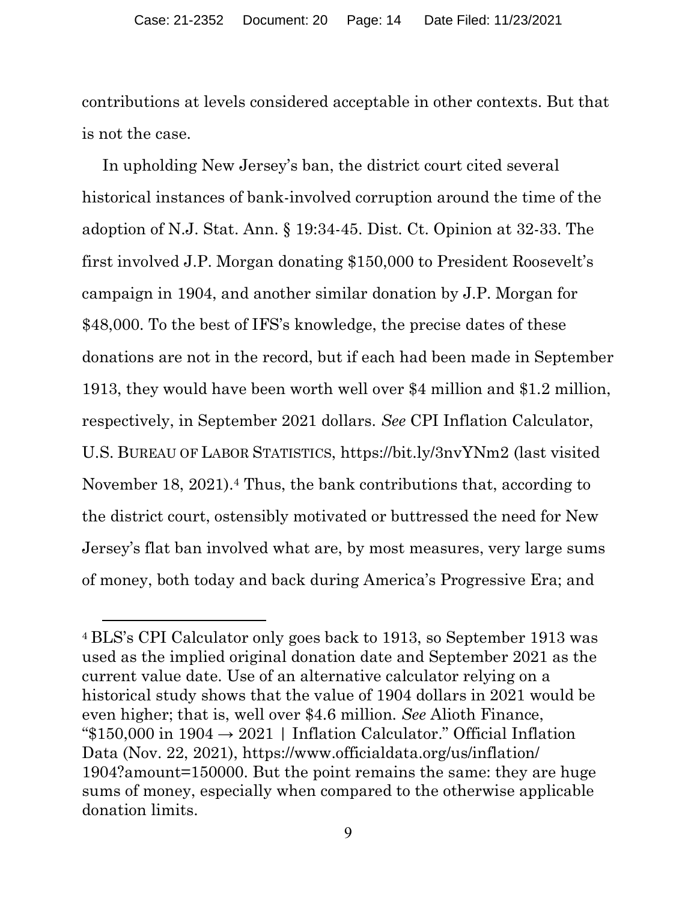contributions at levels considered acceptable in other contexts. But that is not the case.

In upholding New Jersey's ban, the district court cited several historical instances of bank-involved corruption around the time of the adoption of N.J. Stat. Ann. § 19:34-45. Dist. Ct. Opinion at 32-33. The first involved J.P. Morgan donating $150,000 to President Roosevelt's campaign in 1904, and another similar donation by J.P. Morgan for $48,000. To the best of IFS's knowledge, the precise dates of these donations are not in the record, but if each had been made in September 1913, they would have been worth well over $4 million and $1.2 million, respectively, in September 2021 dollars. *See* CPI Inflation Calculator, U.S. BUREAU OF LABOR STATISTICS, https://bit.ly/3nvYNm2 (last visited November 18, 2021).[4] Thus, the bank contributions that, according to the district court, ostensibly motivated or buttressed the need for New Jersey's flat ban involved what are, by most measures, very large sums of money, both today and back during America's Progressive Era; and

---

[4] BLS's CPI Calculator only goes back to 1913, so September 1913 was used as the implied original donation date and September 2021 as the current value date. Use of an alternative calculator relying on a historical study shows that the value of 1904 dollars in 2021 would be even higher; that is, well over $4.6 million. *See* Alioth Finance, "$150,000 in 1904 → 2021 | Inflation Calculator." Official Inflation Data (Nov. 22, 2021), https://www.officialdata.org/us/inflation/1904?amount=150000. But the point remains the same: they are huge sums of money, especially when compared to the otherwise applicable donation limits.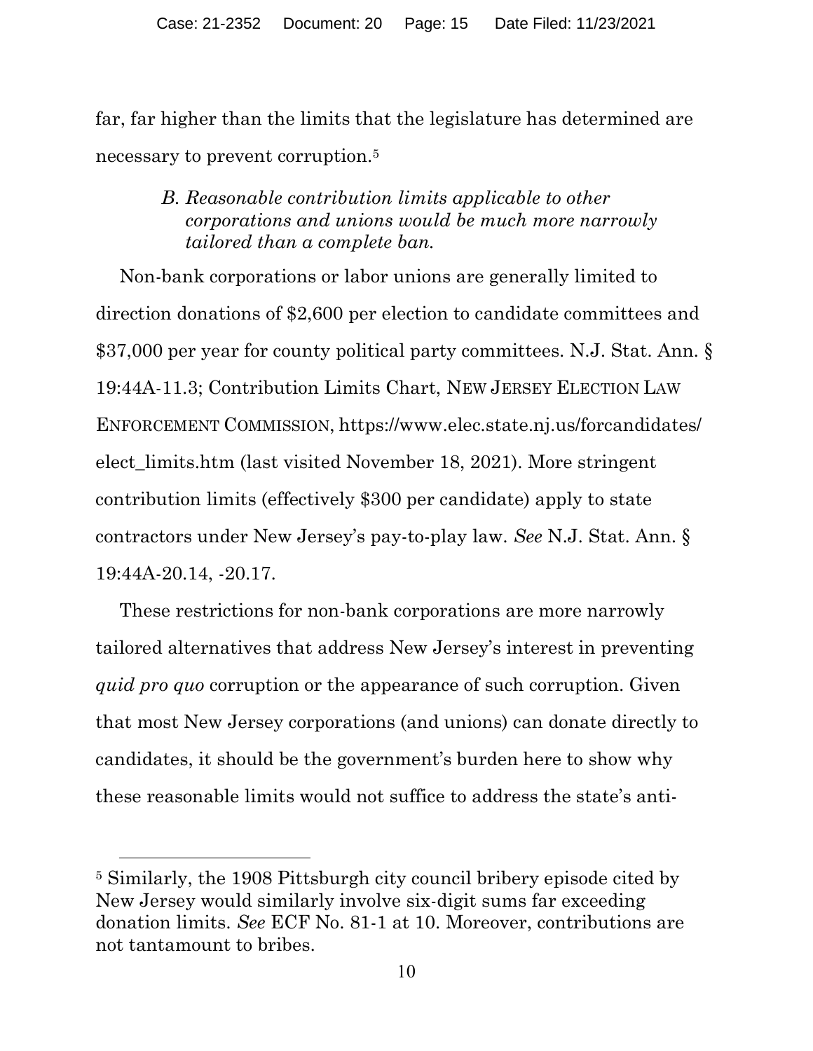far, far higher than the limits that the legislature has determined are necessary to prevent corruption.[5]

### *B. Reasonable contribution limits applicable to other corporations and unions would be much more narrowly tailored than a complete ban.*

Non-bank corporations or labor unions are generally limited to direction donations of $2,600 per election to candidate committees and $37,000 per year for county political party committees. N.J. Stat. Ann. § 19:44A-11.3; Contribution Limits Chart, NEW JERSEY ELECTION LAW ENFORCEMENT COMMISSION, https://www.elec.state.nj.us/forcandidates/elect_limits.htm (last visited November 18, 2021). More stringent contribution limits (effectively $300 per candidate) apply to state contractors under New Jersey's pay-to-play law. *See* N.J. Stat. Ann. § 19:44A-20.14, -20.17.

These restrictions for non-bank corporations are more narrowly tailored alternatives that address New Jersey's interest in preventing *quid pro quo* corruption or the appearance of such corruption. Given that most New Jersey corporations (and unions) can donate directly to candidates, it should be the government's burden here to show why these reasonable limits would not suffice to address the state's anti-

---

[5] Similarly, the 1908 Pittsburgh city council bribery episode cited by New Jersey would similarly involve six-digit sums far exceeding donation limits. *See* ECF No. 81-1 at 10. Moreover, contributions are not tantamount to bribes.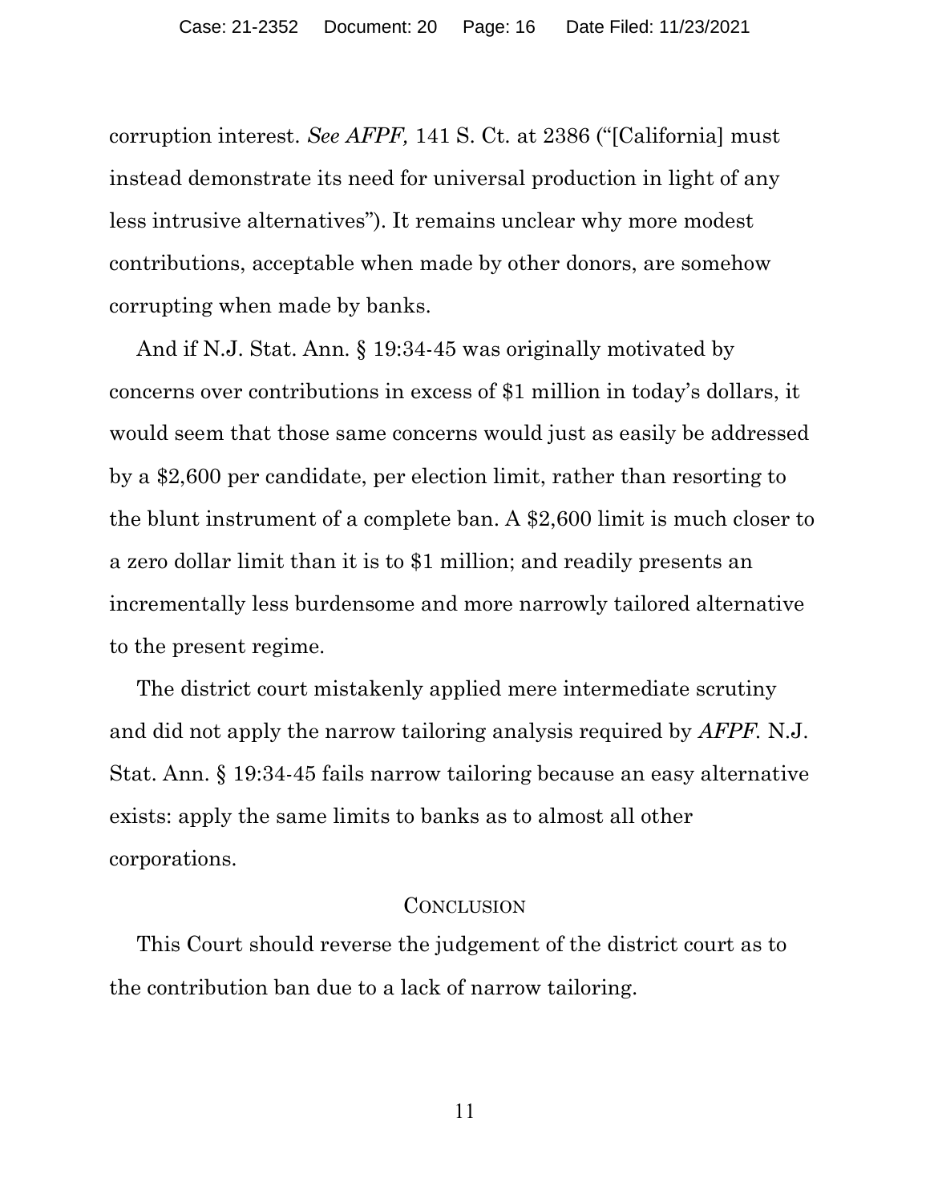corruption interest. *See AFPF,* 141 S. Ct. at 2386 ("[California] must instead demonstrate its need for universal production in light of any less intrusive alternatives"). It remains unclear why more modest contributions, acceptable when made by other donors, are somehow corrupting when made by banks.

And if N.J. Stat. Ann. § 19:34-45 was originally motivated by concerns over contributions in excess of $1 million in today's dollars, it would seem that those same concerns would just as easily be addressed by a $2,600 per candidate, per election limit, rather than resorting to the blunt instrument of a complete ban. A $2,600 limit is much closer to a zero dollar limit than it is to $1 million; and readily presents an incrementally less burdensome and more narrowly tailored alternative to the present regime.

The district court mistakenly applied mere intermediate scrutiny and did not apply the narrow tailoring analysis required by *AFPF*. N.J. Stat. Ann. § 19:34-45 fails narrow tailoring because an easy alternative exists: apply the same limits to banks as to almost all other corporations.

## CONCLUSION

This Court should reverse the judgement of the district court as to the contribution ban due to a lack of narrow tailoring.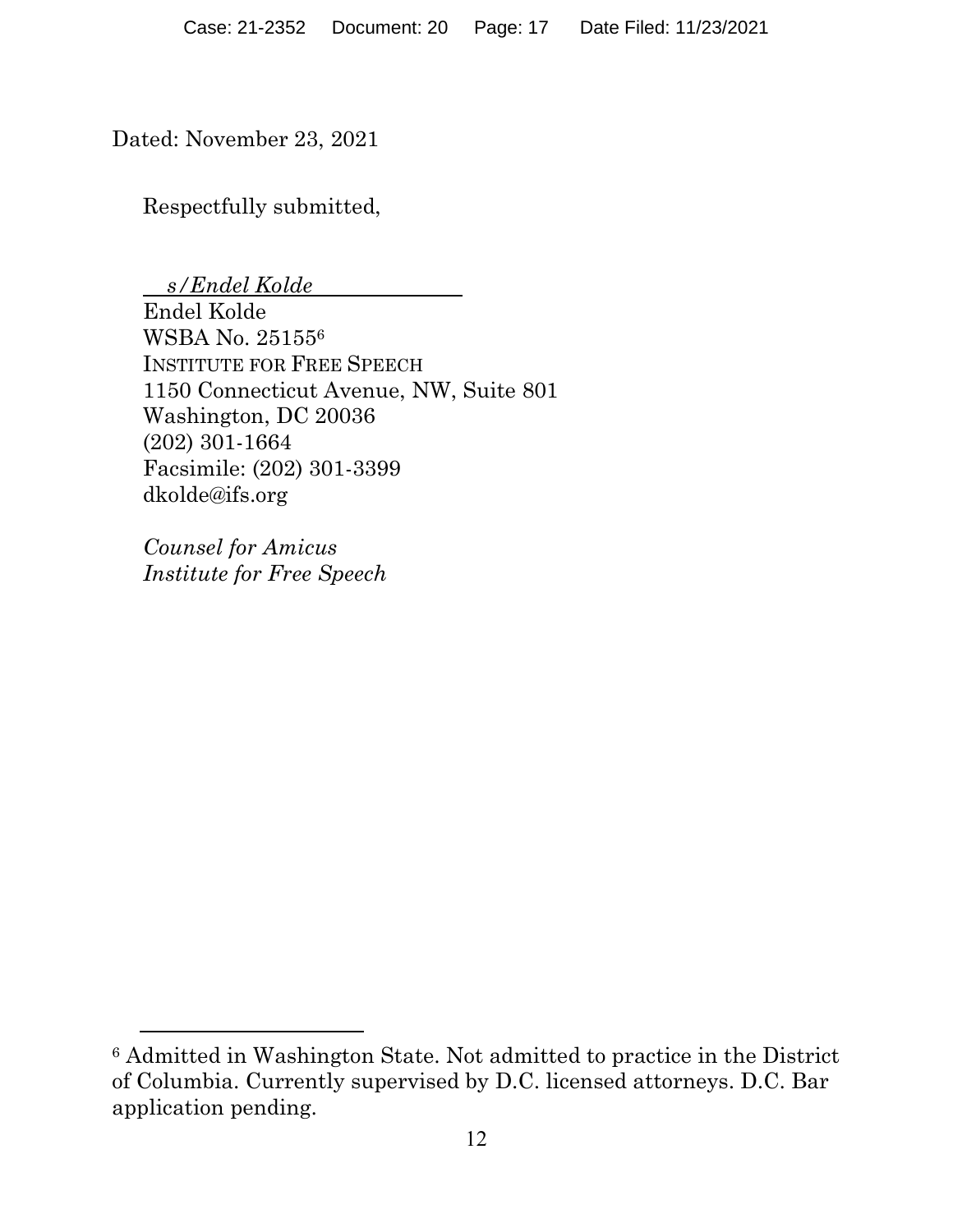Dated: November 23, 2021

Respectfully submitted,

*s/Endel Kolde*

Endel Kolde
WSBA No. 25155[6]
INSTITUTE FOR FREE SPEECH
1150 Connecticut Avenue, NW, Suite 801
Washington, DC 20036
(202) 301-1664
Facsimile: (202) 301-3399
dkolde@ifs.org

*Counsel for Amicus*
*Institute for Free Speech*

---

[6] Admitted in Washington State. Not admitted to practice in the District of Columbia. Currently supervised by D.C. licensed attorneys. D.C. Bar application pending.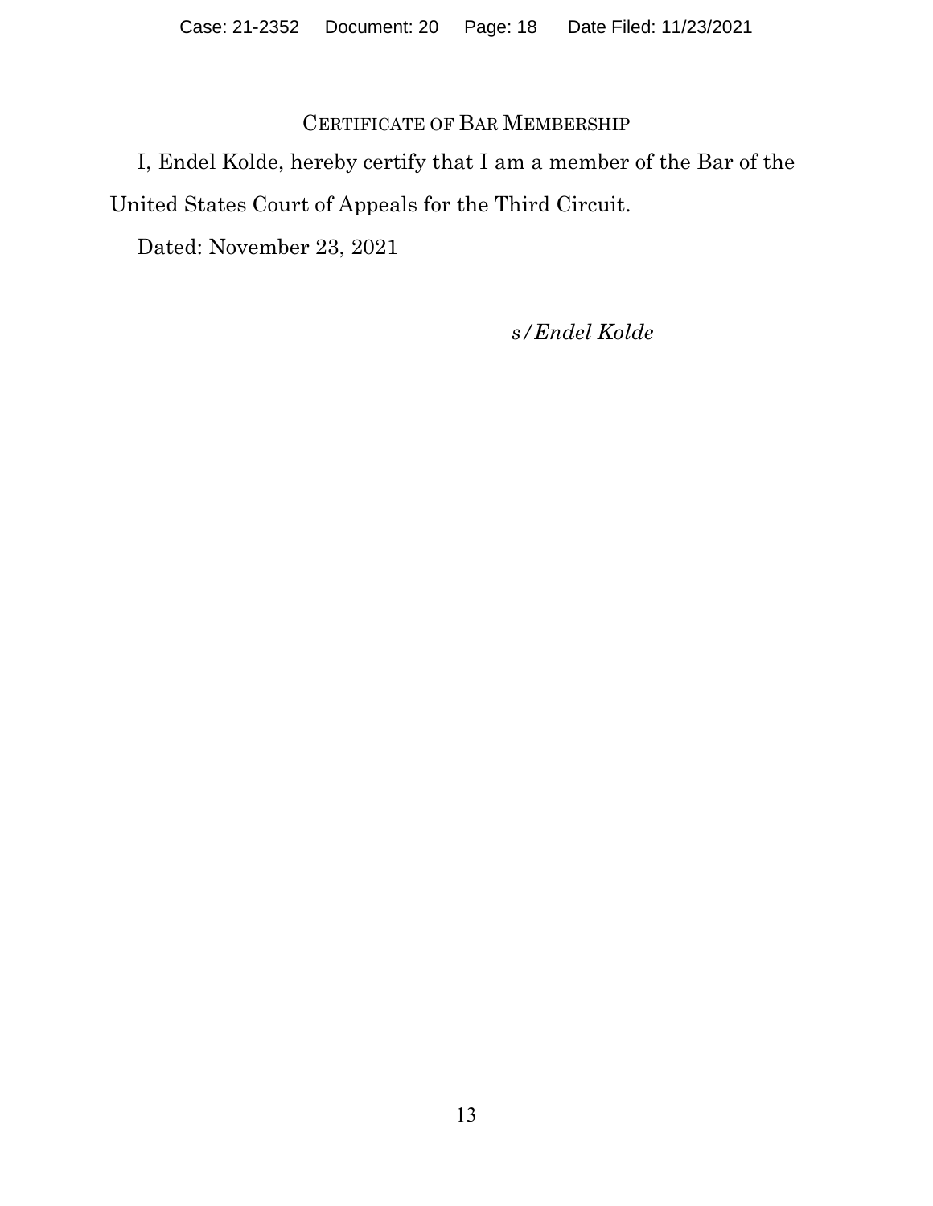## CERTIFICATE OF BAR MEMBERSHIP

I, Endel Kolde, hereby certify that I am a member of the Bar of the United States Court of Appeals for the Third Circuit.

Dated: November 23, 2021

*s/Endel Kolde*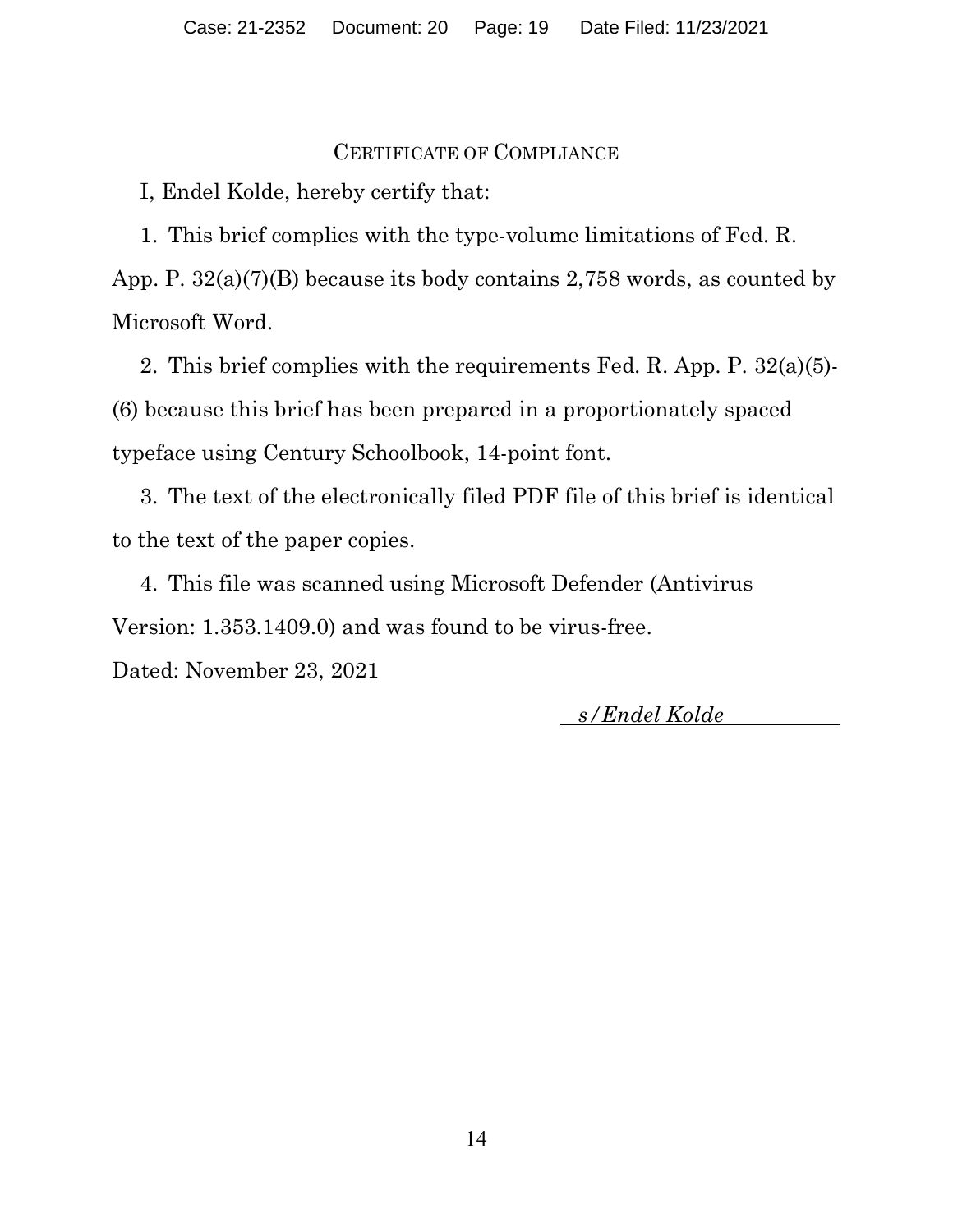## CERTIFICATE OF COMPLIANCE

I, Endel Kolde, hereby certify that:

1. This brief complies with the type-volume limitations of Fed. R. App. P. 32(a)(7)(B) because its body contains 2,758 words, as counted by Microsoft Word.

2. This brief complies with the requirements Fed. R. App. P. 32(a)(5)-(6) because this brief has been prepared in a proportionately spaced typeface using Century Schoolbook, 14-point font.

3. The text of the electronically filed PDF file of this brief is identical to the text of the paper copies.

4. This file was scanned using Microsoft Defender (Antivirus Version: 1.353.1409.0) and was found to be virus-free.

Dated: November 23, 2021

*s/Endel Kolde*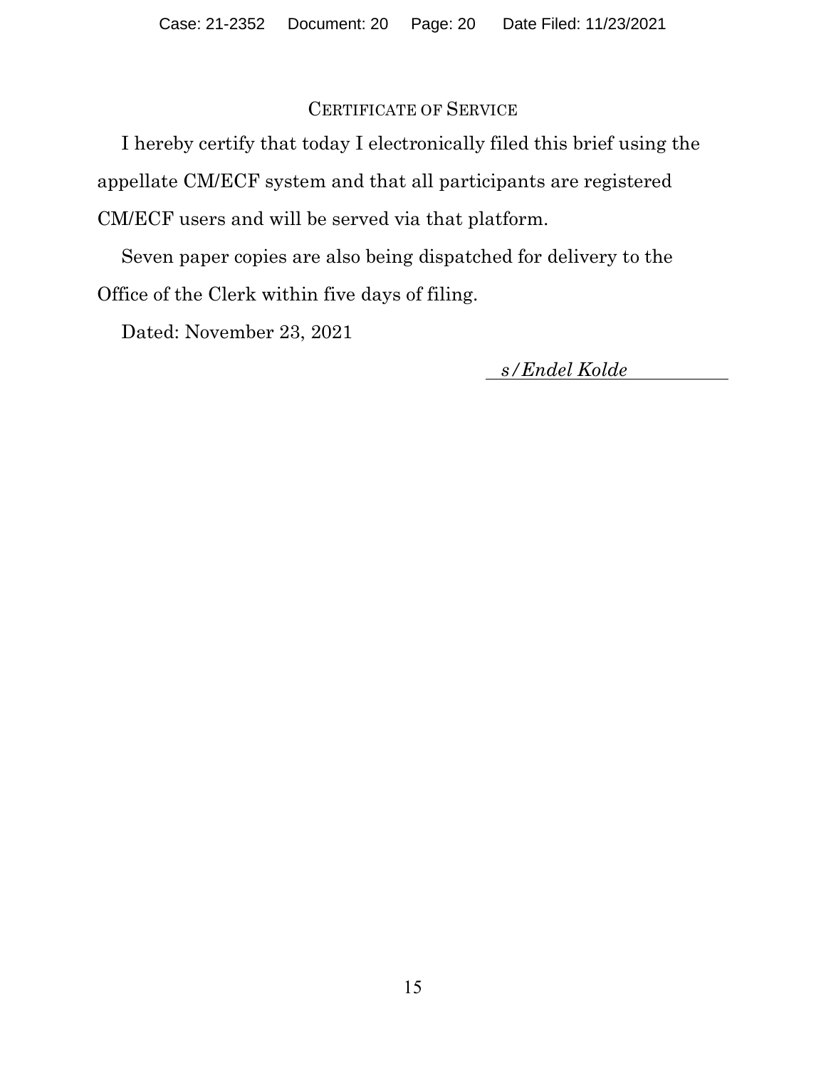## CERTIFICATE OF SERVICE

I hereby certify that today I electronically filed this brief using the appellate CM/ECF system and that all participants are registered CM/ECF users and will be served via that platform.

Seven paper copies are also being dispatched for delivery to the Office of the Clerk within five days of filing.

Dated: November 23, 2021

*s/Endel Kolde*